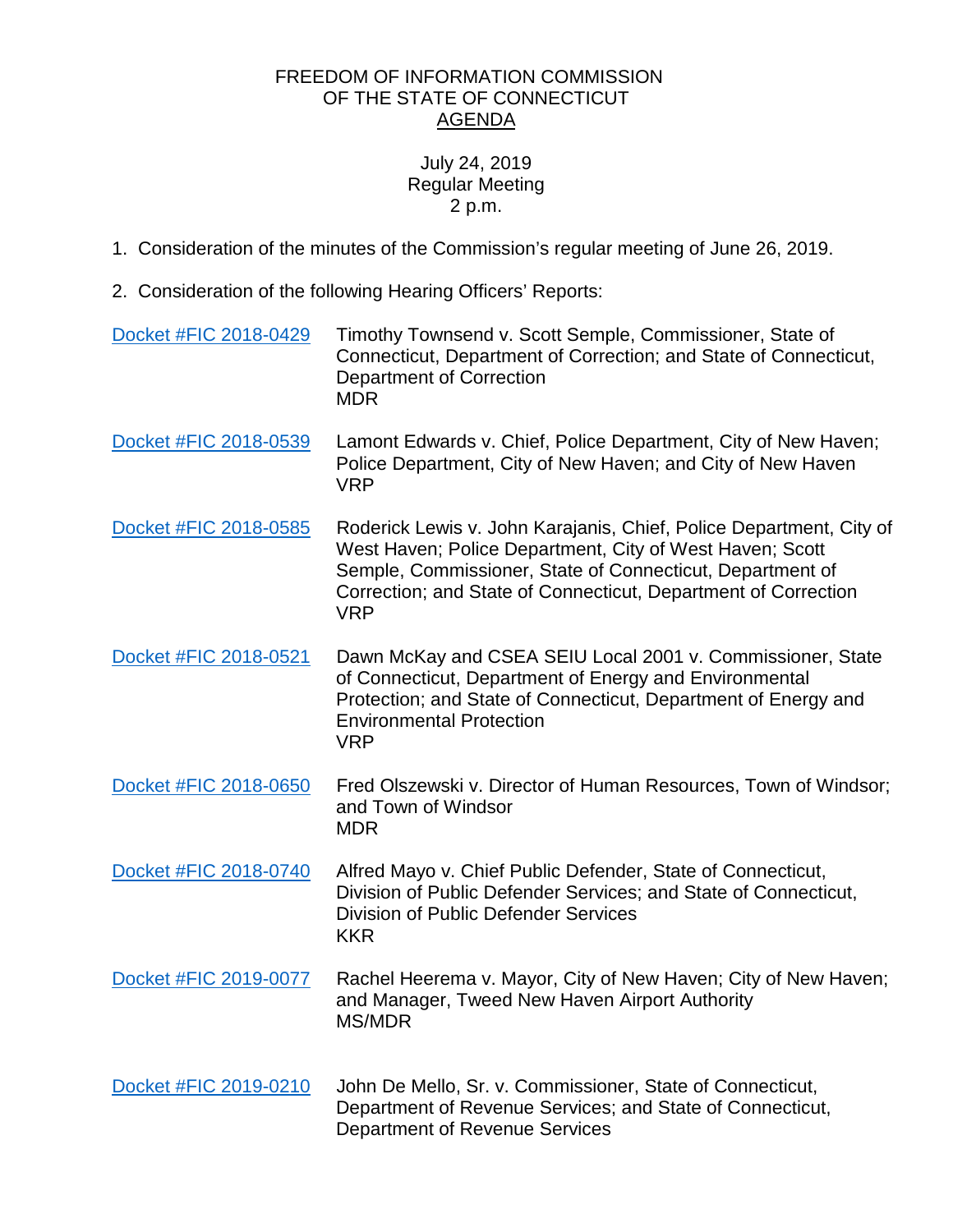# FREEDOM OF INFORMATION COMMISSION OF THE STATE OF CONNECTICUT

## AGENDA

July 24, 2019
Regular Meeting
2 p.m.

1. Consideration of the minutes of the Commission's regular meeting of June 26, 2019.

2. Consideration of the following Hearing Officers' Reports:

| | |
|---|---|
| Docket #FIC 2018-0429 | Timothy Townsend v. Scott Semple, Commissioner, State of Connecticut, Department of Correction; and State of Connecticut, Department of Correction<br>MDR |
| Docket #FIC 2018-0539 | Lamont Edwards v. Chief, Police Department, City of New Haven; Police Department, City of New Haven; and City of New Haven<br>VRP |
| Docket #FIC 2018-0585 | Roderick Lewis v. John Karajanis, Chief, Police Department, City of West Haven; Police Department, City of West Haven; Scott Semple, Commissioner, State of Connecticut, Department of Correction; and State of Connecticut, Department of Correction<br>VRP |
| Docket #FIC 2018-0521 | Dawn McKay and CSEA SEIU Local 2001 v. Commissioner, State of Connecticut, Department of Energy and Environmental Protection; and State of Connecticut, Department of Energy and Environmental Protection<br>VRP |
| Docket #FIC 2018-0650 | Fred Olszewski v. Director of Human Resources, Town of Windsor; and Town of Windsor<br>MDR |
| Docket #FIC 2018-0740 | Alfred Mayo v. Chief Public Defender, State of Connecticut, Division of Public Defender Services; and State of Connecticut, Division of Public Defender Services<br>KKR |
| Docket #FIC 2019-0077 | Rachel Heerema v. Mayor, City of New Haven; City of New Haven; and Manager, Tweed New Haven Airport Authority<br>MS/MDR |
| Docket #FIC 2019-0210 | John De Mello, Sr. v. Commissioner, State of Connecticut, Department of Revenue Services; and State of Connecticut, Department of Revenue Services |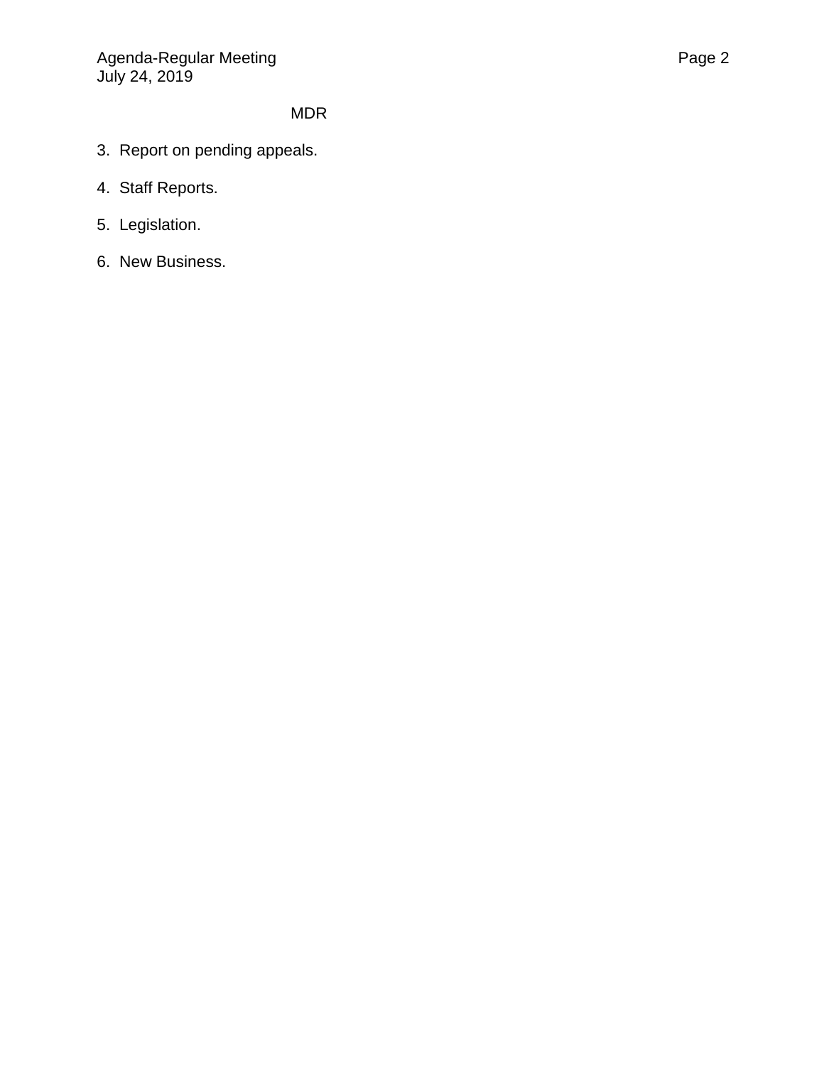MDR

3. Report on pending appeals.

4. Staff Reports.

5. Legislation.

6. New Business.